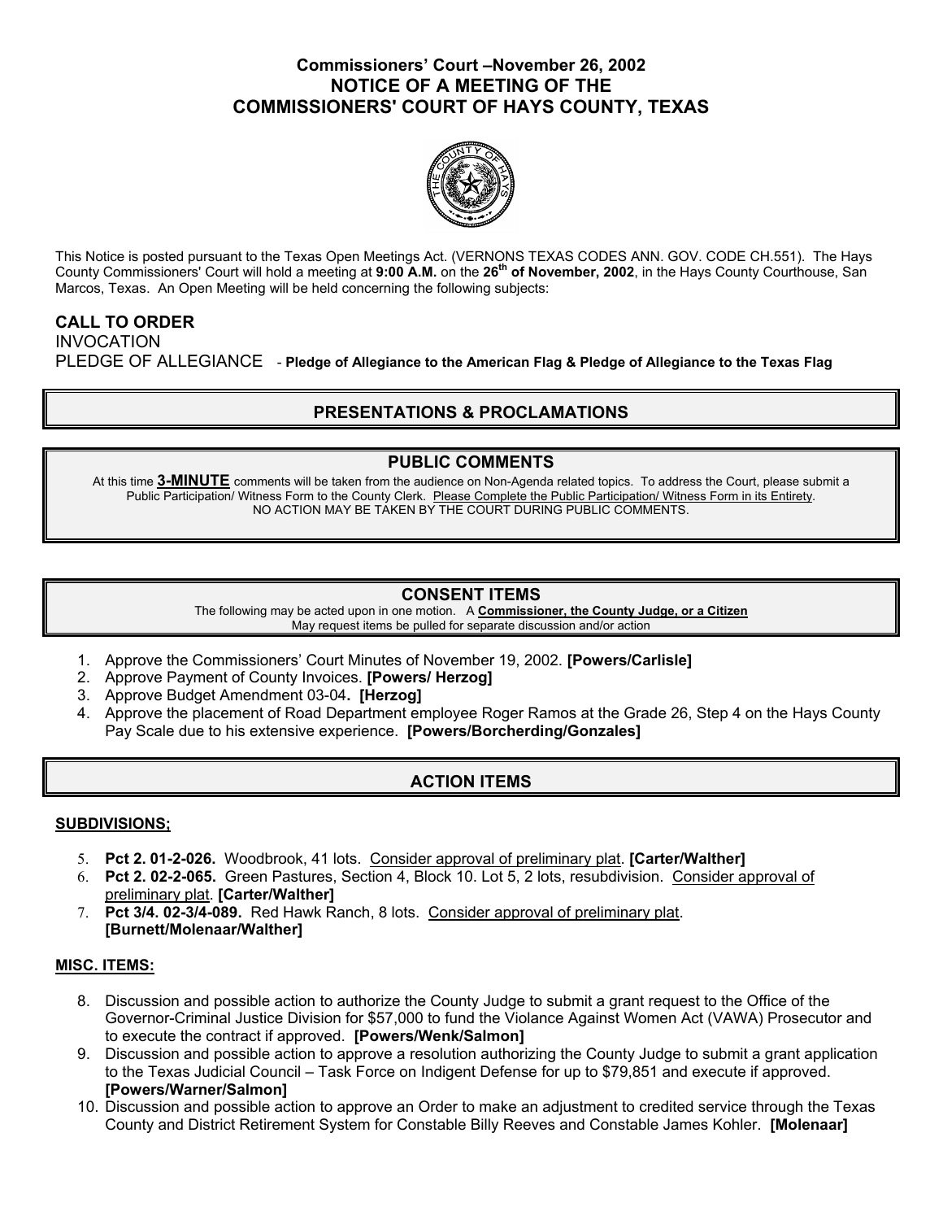# Commissioners' Court –November 26, 2002
# NOTICE OF A MEETING OF THE COMMISSIONERS' COURT OF HAYS COUNTY, TEXAS

This Notice is posted pursuant to the Texas Open Meetings Act. (VERNONS TEXAS CODES ANN. GOV. CODE CH.551). The Hays County Commissioners' Court will hold a meeting at **9:00 A.M.** on the **26th of November, 2002**, in the Hays County Courthouse, San Marcos, Texas. An Open Meeting will be held concerning the following subjects:

**CALL TO ORDER**
INVOCATION
PLEDGE OF ALLEGIANCE - **Pledge of Allegiance to the American Flag & Pledge of Allegiance to the Texas Flag**

## PRESENTATIONS & PROCLAMATIONS

## PUBLIC COMMENTS

At this time **3-MINUTE** comments will be taken from the audience on Non-Agenda related topics. To address the Court, please submit a Public Participation/ Witness Form to the County Clerk. Please Complete the Public Participation/ Witness Form in its Entirety. NO ACTION MAY BE TAKEN BY THE COURT DURING PUBLIC COMMENTS.

## CONSENT ITEMS

The following may be acted upon in one motion. A **Commissioner, the County Judge, or a Citizen** May request items be pulled for separate discussion and/or action

1. Approve the Commissioners' Court Minutes of November 19, 2002. **[Powers/Carlisle]**
2. Approve Payment of County Invoices. **[Powers/ Herzog]**
3. Approve Budget Amendment 03-04**.** **[Herzog]**
4. Approve the placement of Road Department employee Roger Ramos at the Grade 26, Step 4 on the Hays County Pay Scale due to his extensive experience. **[Powers/Borcherding/Gonzales]**

## ACTION ITEMS

### SUBDIVISIONS;

5. **Pct 2. 01-2-026.** Woodbrook, 41 lots. Consider approval of preliminary plat. **[Carter/Walther]**
6. **Pct 2. 02-2-065.** Green Pastures, Section 4, Block 10. Lot 5, 2 lots, resubdivision. Consider approval of preliminary plat. **[Carter/Walther]**
7. **Pct 3/4. 02-3/4-089.** Red Hawk Ranch, 8 lots. Consider approval of preliminary plat. **[Burnett/Molenaar/Walther]**

### MISC. ITEMS:

8. Discussion and possible action to authorize the County Judge to submit a grant request to the Office of the Governor-Criminal Justice Division for $57,000 to fund the Violance Against Women Act (VAWA) Prosecutor and to execute the contract if approved. **[Powers/Wenk/Salmon]**
9. Discussion and possible action to approve a resolution authorizing the County Judge to submit a grant application to the Texas Judicial Council – Task Force on Indigent Defense for up to $79,851 and execute if approved. **[Powers/Warner/Salmon]**
10. Discussion and possible action to approve an Order to make an adjustment to credited service through the Texas County and District Retirement System for Constable Billy Reeves and Constable James Kohler. **[Molenaar]**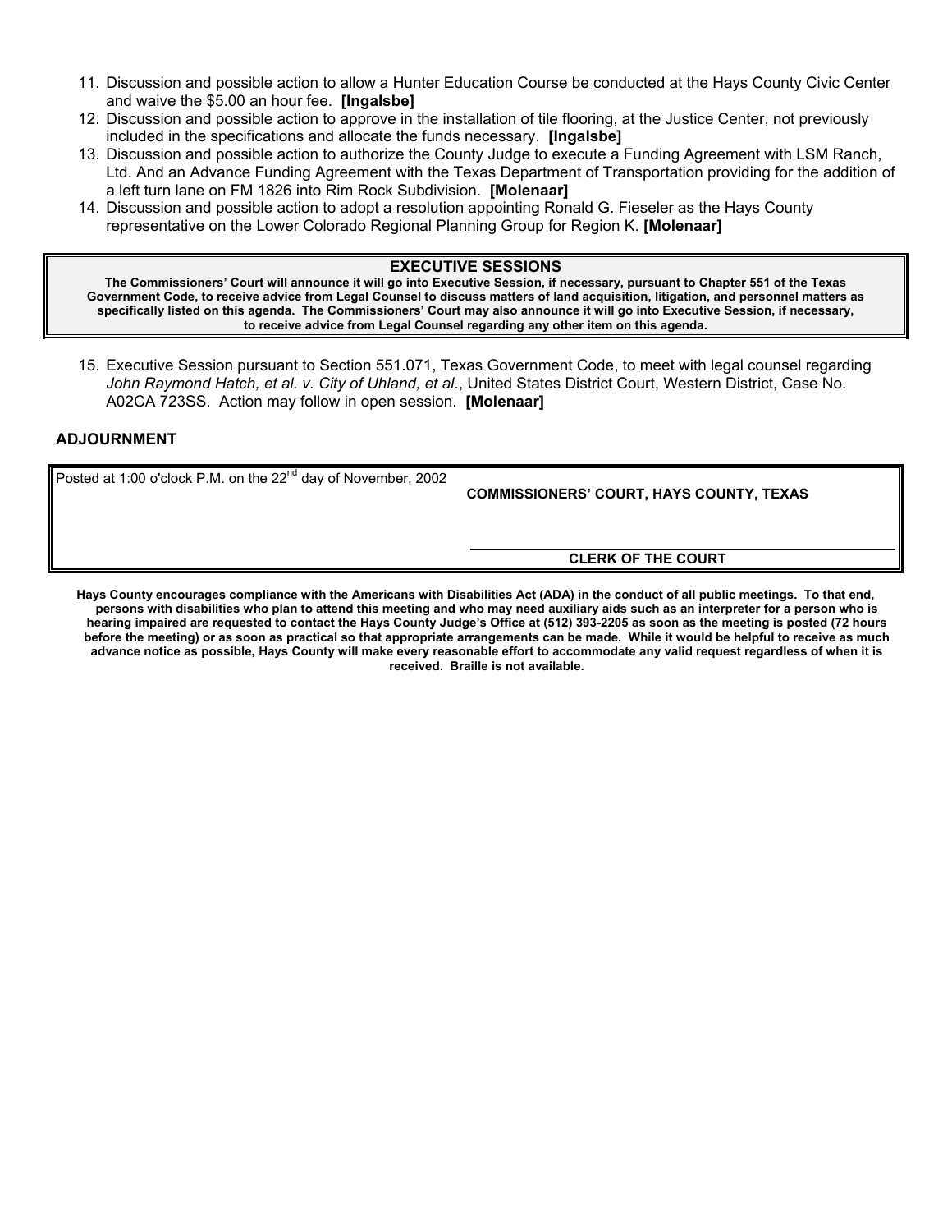11. Discussion and possible action to allow a Hunter Education Course be conducted at the Hays County Civic Center and waive the $5.00 an hour fee. **[Ingalsbe]**
12. Discussion and possible action to approve in the installation of tile flooring, at the Justice Center, not previously included in the specifications and allocate the funds necessary. **[Ingalsbe]**
13. Discussion and possible action to authorize the County Judge to execute a Funding Agreement with LSM Ranch, Ltd. And an Advance Funding Agreement with the Texas Department of Transportation providing for the addition of a left turn lane on FM 1826 into Rim Rock Subdivision. **[Molenaar]**
14. Discussion and possible action to adopt a resolution appointing Ronald G. Fieseler as the Hays County representative on the Lower Colorado Regional Planning Group for Region K. **[Molenaar]**

**EXECUTIVE SESSIONS**

**The Commissioners' Court will announce it will go into Executive Session, if necessary, pursuant to Chapter 551 of the Texas Government Code, to receive advice from Legal Counsel to discuss matters of land acquisition, litigation, and personnel matters as specifically listed on this agenda. The Commissioners' Court may also announce it will go into Executive Session, if necessary, to receive advice from Legal Counsel regarding any other item on this agenda.**

15. Executive Session pursuant to Section 551.071, Texas Government Code, to meet with legal counsel regarding *John Raymond Hatch, et al. v. City of Uhland, et al*., United States District Court, Western District, Case No. A02CA 723SS. Action may follow in open session. **[Molenaar]**

**ADJOURNMENT**

Posted at 1:00 o'clock P.M. on the 22nd day of November, 2002

**COMMISSIONERS' COURT, HAYS COUNTY, TEXAS**

**CLERK OF THE COURT**

**Hays County encourages compliance with the Americans with Disabilities Act (ADA) in the conduct of all public meetings. To that end, persons with disabilities who plan to attend this meeting and who may need auxiliary aids such as an interpreter for a person who is hearing impaired are requested to contact the Hays County Judge's Office at (512) 393-2205 as soon as the meeting is posted (72 hours before the meeting) or as soon as practical so that appropriate arrangements can be made. While it would be helpful to receive as much advance notice as possible, Hays County will make every reasonable effort to accommodate any valid request regardless of when it is received. Braille is not available.**